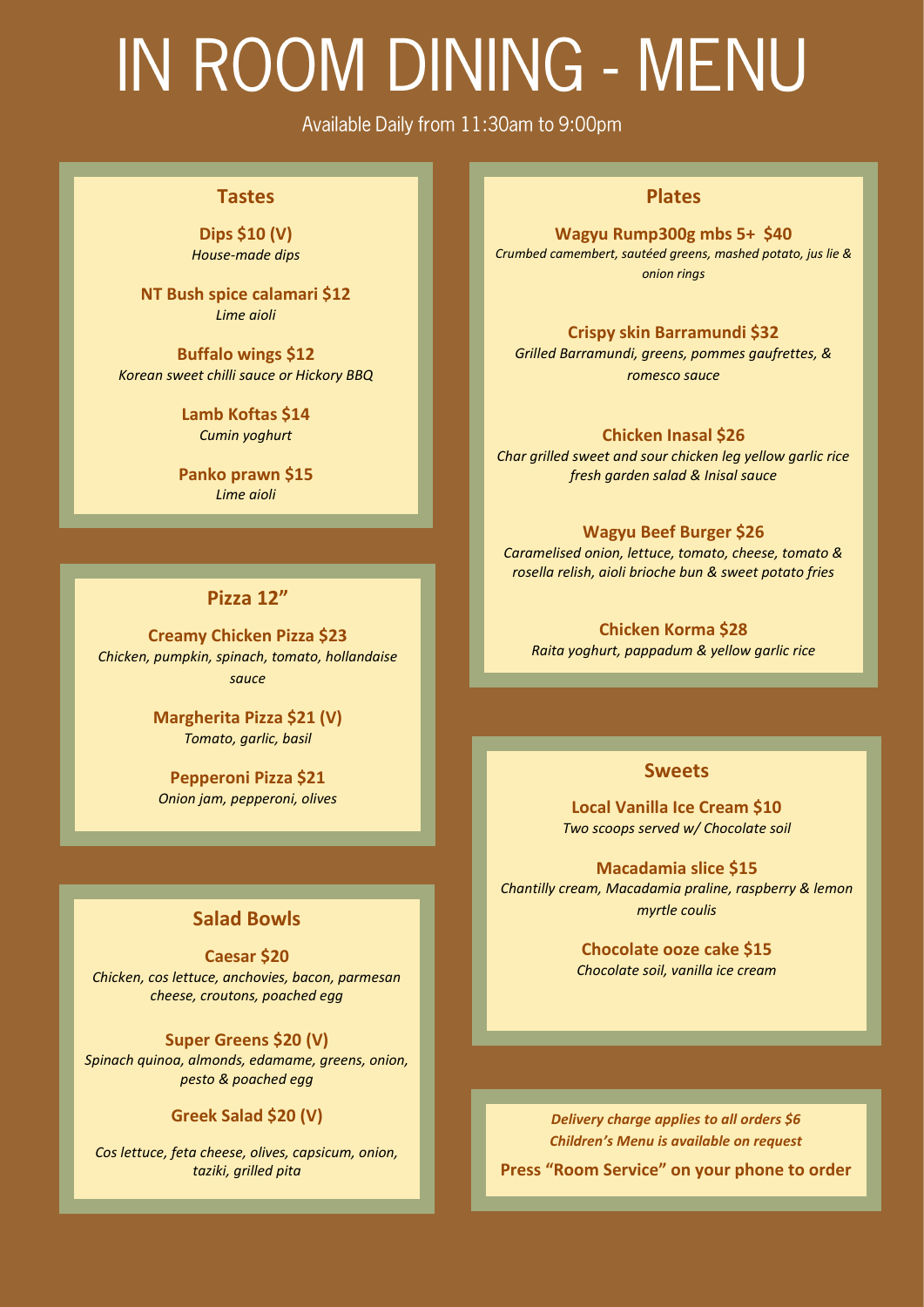# IN ROOM DINING - MENU

Available Daily from 11:30am to 9:00pm

## Tastes

**Dips $10 (V)**
*House-made dips*

**NT Bush spice calamari $12**
*Lime aioli*

**Buffalo wings $12**
*Korean sweet chilli sauce or Hickory BBQ*

**Lamb Koftas $14**
*Cumin yoghurt*

**Panko prawn $15**
*Lime aioli*

## Pizza 12”

**Creamy Chicken Pizza $23**
*Chicken, pumpkin, spinach, tomato, hollandaise sauce*

**Margherita Pizza $21 (V)**
*Tomato, garlic, basil*

**Pepperoni Pizza $21**
*Onion jam, pepperoni, olives*

## Salad Bowls

**Caesar $20**
*Chicken, cos lettuce, anchovies, bacon, parmesan cheese, croutons, poached egg*

**Super Greens $20 (V)**
*Spinach quinoa, almonds, edamame, greens, onion, pesto & poached egg*

**Greek Salad $20 (V)**

*Cos lettuce, feta cheese, olives, capsicum, onion, taziki, grilled pita*

## Plates

**Wagyu Rump300g mbs 5+ $40**
*Crumbed camembert, sautéed greens, mashed potato, jus lie & onion rings*

**Crispy skin Barramundi $32**
*Grilled Barramundi, greens, pommes gaufrettes, & romesco sauce*

**Chicken Inasal $26**
*Char grilled sweet and sour chicken leg yellow garlic rice fresh garden salad & Inisal sauce*

**Wagyu Beef Burger $26**
*Caramelised onion, lettuce, tomato, cheese, tomato & rosella relish, aioli brioche bun & sweet potato fries*

**Chicken Korma $28**
*Raita yoghurt, pappadum & yellow garlic rice*

## Sweets

**Local Vanilla Ice Cream $10**
*Two scoops served w/ Chocolate soil*

**Macadamia slice $15**
*Chantilly cream, Macadamia praline, raspberry & lemon myrtle coulis*

**Chocolate ooze cake $15**
*Chocolate soil, vanilla ice cream*

***Delivery charge applies to all orders $6***
***Children’s Menu is available on request***

**Press “Room Service” on your phone to order**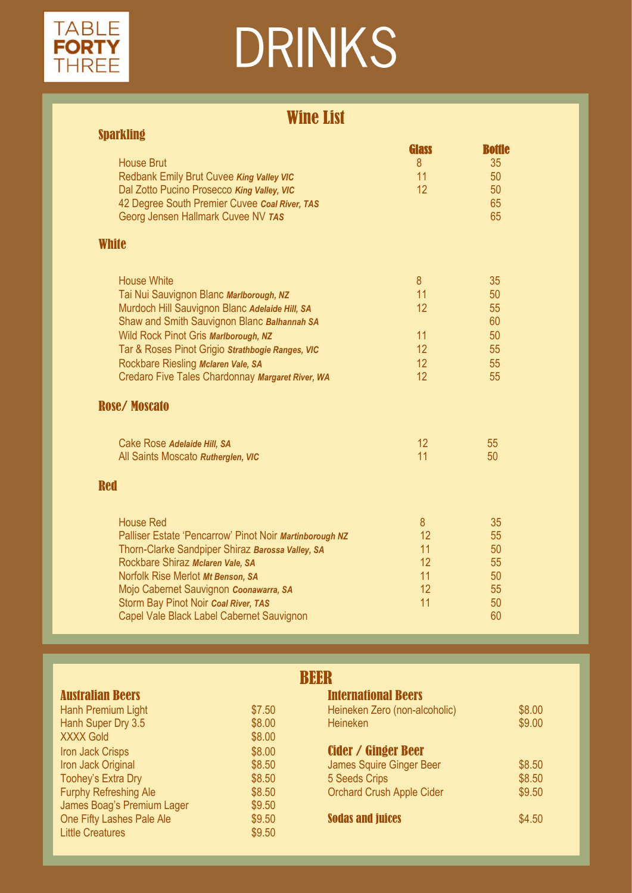TABLE **FORTY** THREE

# DRINKS

## Wine List

### Sparkling

| | Glass | Bottle |
|---|---|---|
| House Brut | 8 | 35 |
| Redbank Emily Brut Cuvee ***King Valley VIC*** | 11 | 50 |
| Dal Zotto Pucino Prosecco ***King Valley, VIC*** | 12 | 50 |
| 42 Degree South Premier Cuvee ***Coal River, TAS*** | | 65 |
| Georg Jensen Hallmark Cuvee NV ***TAS*** | | 65 |

### White

| | Glass | Bottle |
|---|---|---|
| House White | 8 | 35 |
| Tai Nui Sauvignon Blanc ***Marlborough, NZ*** | 11 | 50 |
| Murdoch Hill Sauvignon Blanc ***Adelaide Hill, SA*** | 12 | 55 |
| Shaw and Smith Sauvignon Blanc ***Balhannah SA*** | | 60 |
| Wild Rock Pinot Gris ***Marlborough, NZ*** | 11 | 50 |
| Tar & Roses Pinot Grigio ***Strathbogie Ranges, VIC*** | 12 | 55 |
| Rockbare Riesling ***Mclaren Vale, SA*** | 12 | 55 |
| Credaro Five Tales Chardonnay ***Margaret River, WA*** | 12 | 55 |

### Rose/ Moscato

| | Glass | Bottle |
|---|---|---|
| Cake Rose ***Adelaide Hill, SA*** | 12 | 55 |
| All Saints Moscato ***Rutherglen, VIC*** | 11 | 50 |

### Red

| | Glass | Bottle |
|---|---|---|
| House Red | 8 | 35 |
| Palliser Estate 'Pencarrow' Pinot Noir ***Martinborough NZ*** | 12 | 55 |
| Thorn-Clarke Sandpiper Shiraz ***Barossa Valley, SA*** | 11 | 50 |
| Rockbare Shiraz ***Mclaren Vale, SA*** | 12 | 55 |
| Norfolk Rise Merlot ***Mt Benson, SA*** | 11 | 50 |
| Mojo Cabernet Sauvignon ***Coonawarra, SA*** | 12 | 55 |
| Storm Bay Pinot Noir ***Coal River, TAS*** | 11 | 50 |
| Capel Vale Black Label Cabernet Sauvignon | | 60 |

## BEER

### Australian Beers

| | |
|---|---|
| Hanh Premium Light | $7.50 |
| Hanh Super Dry 3.5 | $8.00 |
| XXXX Gold | $8.00 |
| Iron Jack Crisps | $8.00 |
| Iron Jack Original | $8.50 |
| Toohey's Extra Dry | $8.50 |
| Furphy Refreshing Ale | $8.50 |
| James Boag's Premium Lager | $9.50 |
| One Fifty Lashes Pale Ale | $9.50 |
| Little Creatures | $9.50 |

### International Beers

| | |
|---|---|
| Heineken Zero (non-alcoholic) | $8.00 |
| Heineken | $9.00 |

### Cider / Ginger Beer

| | |
|---|---|
| James Squire Ginger Beer | $8.50 |
| 5 Seeds Crips | $8.50 |
| Orchard Crush Apple Cider | $9.50 |

### Sodas and juices $4.50